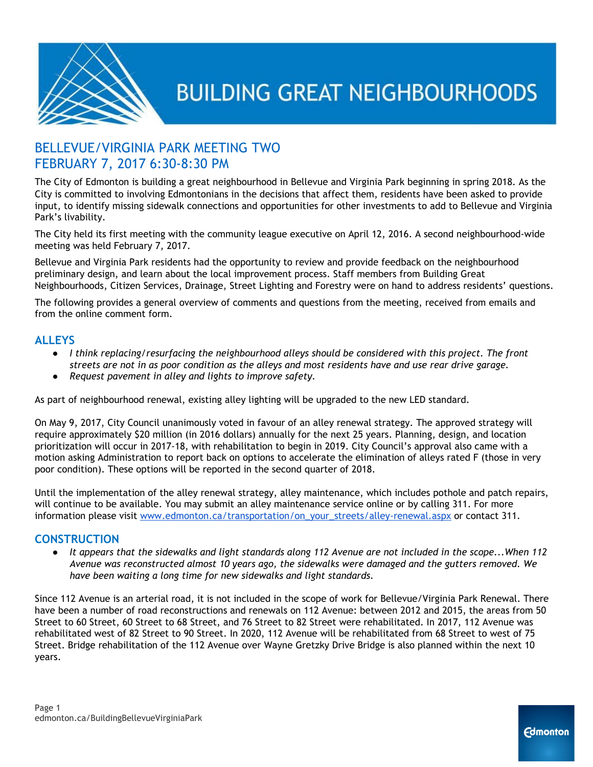# BUILDING GREAT NEIGHBOURHOODS

## BELLEVUE/VIRGINIA PARK MEETING TWO
## FEBRUARY 7, 2017 6:30-8:30 PM

The City of Edmonton is building a great neighbourhood in Bellevue and Virginia Park beginning in spring 2018. As the City is committed to involving Edmontonians in the decisions that affect them, residents have been asked to provide input, to identify missing sidewalk connections and opportunities for other investments to add to Bellevue and Virginia Park's livability.

The City held its first meeting with the community league executive on April 12, 2016. A second neighbourhood-wide meeting was held February 7, 2017.

Bellevue and Virginia Park residents had the opportunity to review and provide feedback on the neighbourhood preliminary design, and learn about the local improvement process. Staff members from Building Great Neighbourhoods, Citizen Services, Drainage, Street Lighting and Forestry were on hand to address residents' questions.

The following provides a general overview of comments and questions from the meeting, received from emails and from the online comment form.

### ALLEYS

- *I think replacing/resurfacing the neighbourhood alleys should be considered with this project. The front streets are not in as poor condition as the alleys and most residents have and use rear drive garage.*
- *Request pavement in alley and lights to improve safety.*

As part of neighbourhood renewal, existing alley lighting will be upgraded to the new LED standard.

On May 9, 2017, City Council unanimously voted in favour of an alley renewal strategy. The approved strategy will require approximately $20 million (in 2016 dollars) annually for the next 25 years. Planning, design, and location prioritization will occur in 2017-18, with rehabilitation to begin in 2019. City Council's approval also came with a motion asking Administration to report back on options to accelerate the elimination of alleys rated F (those in very poor condition). These options will be reported in the second quarter of 2018.

Until the implementation of the alley renewal strategy, alley maintenance, which includes pothole and patch repairs, will continue to be available. You may submit an alley maintenance service online or by calling 311. For more information please visit www.edmonton.ca/transportation/on_your_streets/alley-renewal.aspx or contact 311.

### CONSTRUCTION

- *It appears that the sidewalks and light standards along 112 Avenue are not included in the scope...When 112 Avenue was reconstructed almost 10 years ago, the sidewalks were damaged and the gutters removed. We have been waiting a long time for new sidewalks and light standards.*

Since 112 Avenue is an arterial road, it is not included in the scope of work for Bellevue/Virginia Park Renewal. There have been a number of road reconstructions and renewals on 112 Avenue: between 2012 and 2015, the areas from 50 Street to 60 Street, 60 Street to 68 Street, and 76 Street to 82 Street were rehabilitated. In 2017, 112 Avenue was rehabilitated west of 82 Street to 90 Street. In 2020, 112 Avenue will be rehabilitated from 68 Street to west of 75 Street. Bridge rehabilitation of the 112 Avenue over Wayne Gretzky Drive Bridge is also planned within the next 10 years.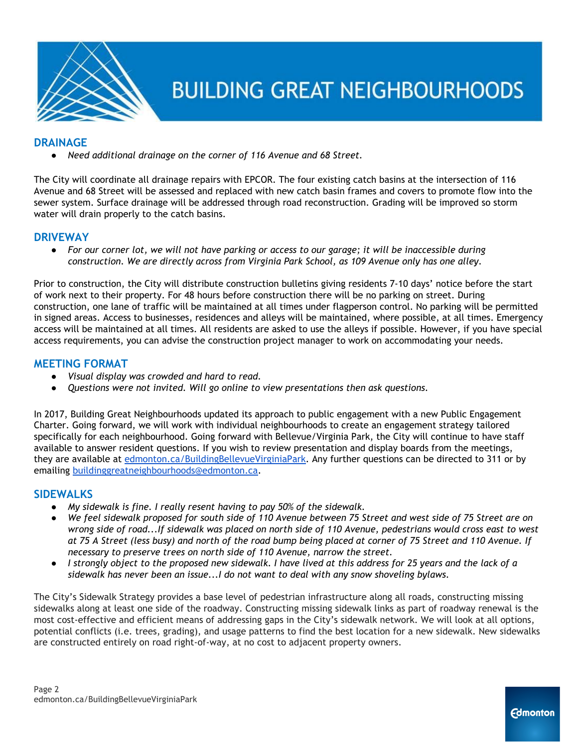## DRAINAGE

- *Need additional drainage on the corner of 116 Avenue and 68 Street.*

The City will coordinate all drainage repairs with EPCOR. The four existing catch basins at the intersection of 116 Avenue and 68 Street will be assessed and replaced with new catch basin frames and covers to promote flow into the sewer system. Surface drainage will be addressed through road reconstruction. Grading will be improved so storm water will drain properly to the catch basins.

## DRIVEWAY

- *For our corner lot, we will not have parking or access to our garage; it will be inaccessible during construction. We are directly across from Virginia Park School, as 109 Avenue only has one alley.*

Prior to construction, the City will distribute construction bulletins giving residents 7-10 days' notice before the start of work next to their property. For 48 hours before construction there will be no parking on street. During construction, one lane of traffic will be maintained at all times under flagperson control. No parking will be permitted in signed areas. Access to businesses, residences and alleys will be maintained, where possible, at all times. Emergency access will be maintained at all times. All residents are asked to use the alleys if possible. However, if you have special access requirements, you can advise the construction project manager to work on accommodating your needs.

## MEETING FORMAT

- *Visual display was crowded and hard to read.*
- *Questions were not invited. Will go online to view presentations then ask questions.*

In 2017, Building Great Neighbourhoods updated its approach to public engagement with a new Public Engagement Charter. Going forward, we will work with individual neighbourhoods to create an engagement strategy tailored specifically for each neighbourhood. Going forward with Bellevue/Virginia Park, the City will continue to have staff available to answer resident questions. If you wish to review presentation and display boards from the meetings, they are available at [edmonton.ca/BuildingBellevueVirginiaPark](edmonton.ca/BuildingBellevueVirginiaPark). Any further questions can be directed to 311 or by emailing [buildinggreatneighbourhoods@edmonton.ca](mailto:buildinggreatneighbourhoods@edmonton.ca).

## SIDEWALKS

- *My sidewalk is fine. I really resent having to pay 50% of the sidewalk.*
- *We feel sidewalk proposed for south side of 110 Avenue between 75 Street and west side of 75 Street are on wrong side of road...If sidewalk was placed on north side of 110 Avenue, pedestrians would cross east to west at 75 A Street (less busy) and north of the road bump being placed at corner of 75 Street and 110 Avenue. If necessary to preserve trees on north side of 110 Avenue, narrow the street.*
- *I strongly object to the proposed new sidewalk. I have lived at this address for 25 years and the lack of a sidewalk has never been an issue...I do not want to deal with any snow shoveling bylaws.*

The City's Sidewalk Strategy provides a base level of pedestrian infrastructure along all roads, constructing missing sidewalks along at least one side of the roadway. Constructing missing sidewalk links as part of roadway renewal is the most cost-effective and efficient means of addressing gaps in the City's sidewalk network. We will look at all options, potential conflicts (i.e. trees, grading), and usage patterns to find the best location for a new sidewalk. New sidewalks are constructed entirely on road right-of-way, at no cost to adjacent property owners.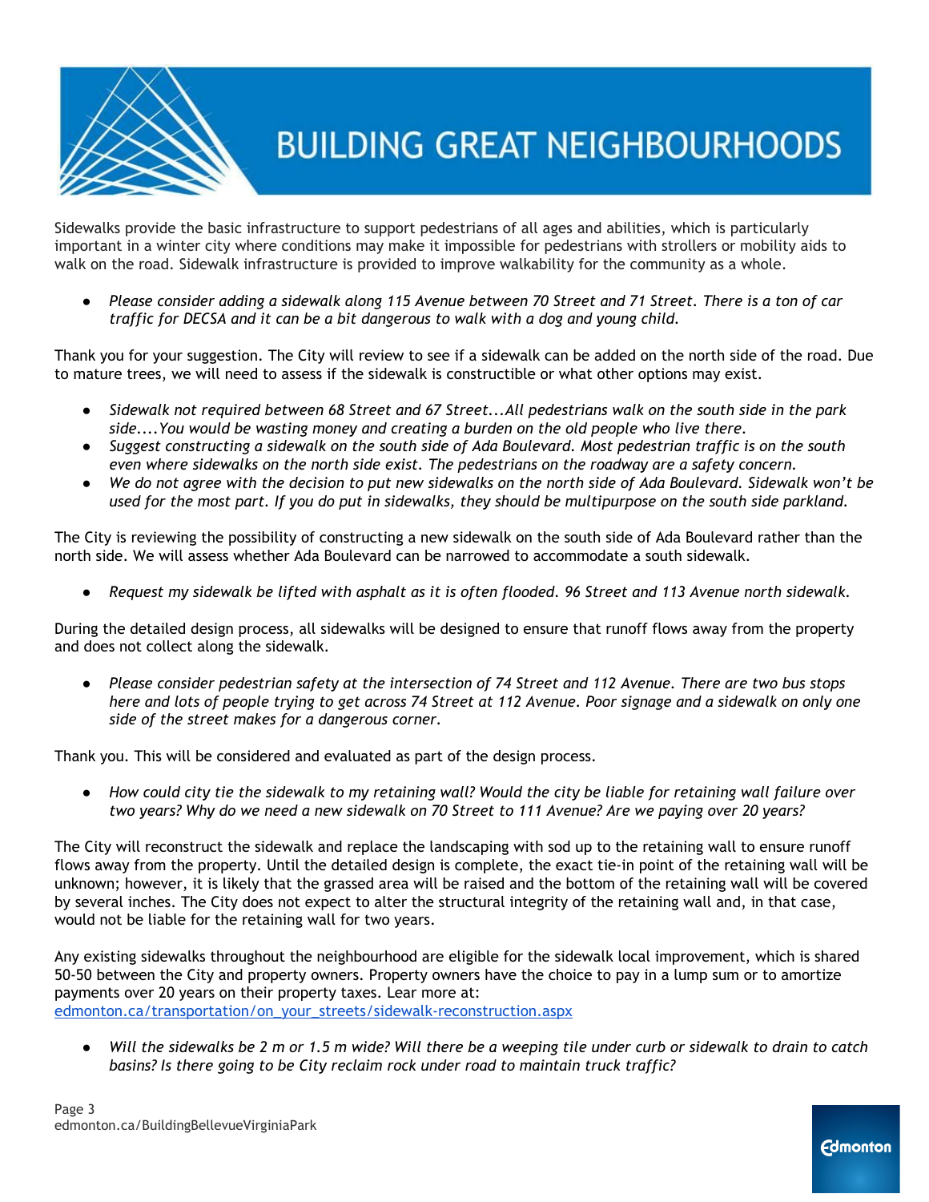# BUILDING GREAT NEIGHBOURHOODS

Sidewalks provide the basic infrastructure to support pedestrians of all ages and abilities, which is particularly important in a winter city where conditions may make it impossible for pedestrians with strollers or mobility aids to walk on the road. Sidewalk infrastructure is provided to improve walkability for the community as a whole.

- *Please consider adding a sidewalk along 115 Avenue between 70 Street and 71 Street. There is a ton of car traffic for DECSA and it can be a bit dangerous to walk with a dog and young child.*

Thank you for your suggestion. The City will review to see if a sidewalk can be added on the north side of the road. Due to mature trees, we will need to assess if the sidewalk is constructible or what other options may exist.

- *Sidewalk not required between 68 Street and 67 Street...All pedestrians walk on the south side in the park side....You would be wasting money and creating a burden on the old people who live there.*
- *Suggest constructing a sidewalk on the south side of Ada Boulevard. Most pedestrian traffic is on the south even where sidewalks on the north side exist. The pedestrians on the roadway are a safety concern.*
- *We do not agree with the decision to put new sidewalks on the north side of Ada Boulevard. Sidewalk won't be used for the most part. If you do put in sidewalks, they should be multipurpose on the south side parkland.*

The City is reviewing the possibility of constructing a new sidewalk on the south side of Ada Boulevard rather than the north side. We will assess whether Ada Boulevard can be narrowed to accommodate a south sidewalk.

- *Request my sidewalk be lifted with asphalt as it is often flooded. 96 Street and 113 Avenue north sidewalk.*

During the detailed design process, all sidewalks will be designed to ensure that runoff flows away from the property and does not collect along the sidewalk.

- *Please consider pedestrian safety at the intersection of 74 Street and 112 Avenue. There are two bus stops here and lots of people trying to get across 74 Street at 112 Avenue. Poor signage and a sidewalk on only one side of the street makes for a dangerous corner.*

Thank you. This will be considered and evaluated as part of the design process.

- *How could city tie the sidewalk to my retaining wall? Would the city be liable for retaining wall failure over two years? Why do we need a new sidewalk on 70 Street to 111 Avenue? Are we paying over 20 years?*

The City will reconstruct the sidewalk and replace the landscaping with sod up to the retaining wall to ensure runoff flows away from the property. Until the detailed design is complete, the exact tie-in point of the retaining wall will be unknown; however, it is likely that the grassed area will be raised and the bottom of the retaining wall will be covered by several inches. The City does not expect to alter the structural integrity of the retaining wall and, in that case, would not be liable for the retaining wall for two years.

Any existing sidewalks throughout the neighbourhood are eligible for the sidewalk local improvement, which is shared 50-50 between the City and property owners. Property owners have the choice to pay in a lump sum or to amortize payments over 20 years on their property taxes. Lear more at: [edmonton.ca/transportation/on_your_streets/sidewalk-reconstruction.aspx](edmonton.ca/transportation/on_your_streets/sidewalk-reconstruction.aspx)

- *Will the sidewalks be 2 m or 1.5 m wide? Will there be a weeping tile under curb or sidewalk to drain to catch basins? Is there going to be City reclaim rock under road to maintain truck traffic?*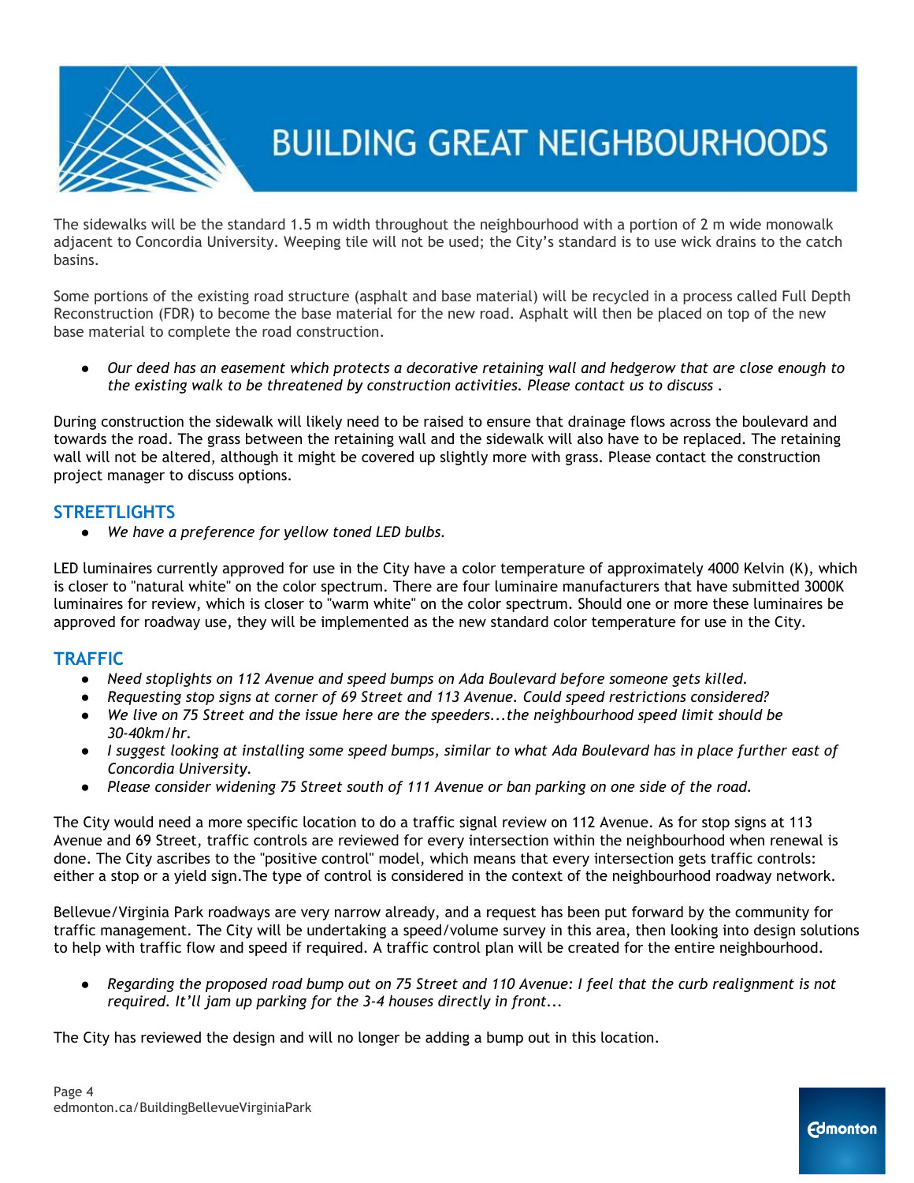The sidewalks will be the standard 1.5 m width throughout the neighbourhood with a portion of 2 m wide monowalk adjacent to Concordia University. Weeping tile will not be used; the City's standard is to use wick drains to the catch basins.

Some portions of the existing road structure (asphalt and base material) will be recycled in a process called Full Depth Reconstruction (FDR) to become the base material for the new road. Asphalt will then be placed on top of the new base material to complete the road construction.

- *Our deed has an easement which protects a decorative retaining wall and hedgerow that are close enough to the existing walk to be threatened by construction activities. Please contact us to discuss .*

During construction the sidewalk will likely need to be raised to ensure that drainage flows across the boulevard and towards the road. The grass between the retaining wall and the sidewalk will also have to be replaced. The retaining wall will not be altered, although it might be covered up slightly more with grass. Please contact the construction project manager to discuss options.

## STREETLIGHTS

- *We have a preference for yellow toned LED bulbs.*

LED luminaires currently approved for use in the City have a color temperature of approximately 4000 Kelvin (K), which is closer to "natural white" on the color spectrum. There are four luminaire manufacturers that have submitted 3000K luminaires for review, which is closer to "warm white" on the color spectrum. Should one or more these luminaires be approved for roadway use, they will be implemented as the new standard color temperature for use in the City.

## TRAFFIC

- *Need stoplights on 112 Avenue and speed bumps on Ada Boulevard before someone gets killed.*
- *Requesting stop signs at corner of 69 Street and 113 Avenue. Could speed restrictions considered?*
- *We live on 75 Street and the issue here are the speeders...the neighbourhood speed limit should be 30-40km/hr.*
- *I suggest looking at installing some speed bumps, similar to what Ada Boulevard has in place further east of Concordia University.*
- *Please consider widening 75 Street south of 111 Avenue or ban parking on one side of the road.*

The City would need a more specific location to do a traffic signal review on 112 Avenue. As for stop signs at 113 Avenue and 69 Street, traffic controls are reviewed for every intersection within the neighbourhood when renewal is done. The City ascribes to the "positive control" model, which means that every intersection gets traffic controls: either a stop or a yield sign.The type of control is considered in the context of the neighbourhood roadway network.

Bellevue/Virginia Park roadways are very narrow already, and a request has been put forward by the community for traffic management. The City will be undertaking a speed/volume survey in this area, then looking into design solutions to help with traffic flow and speed if required. A traffic control plan will be created for the entire neighbourhood.

- *Regarding the proposed road bump out on 75 Street and 110 Avenue: I feel that the curb realignment is not required. It'll jam up parking for the 3-4 houses directly in front...*

The City has reviewed the design and will no longer be adding a bump out in this location.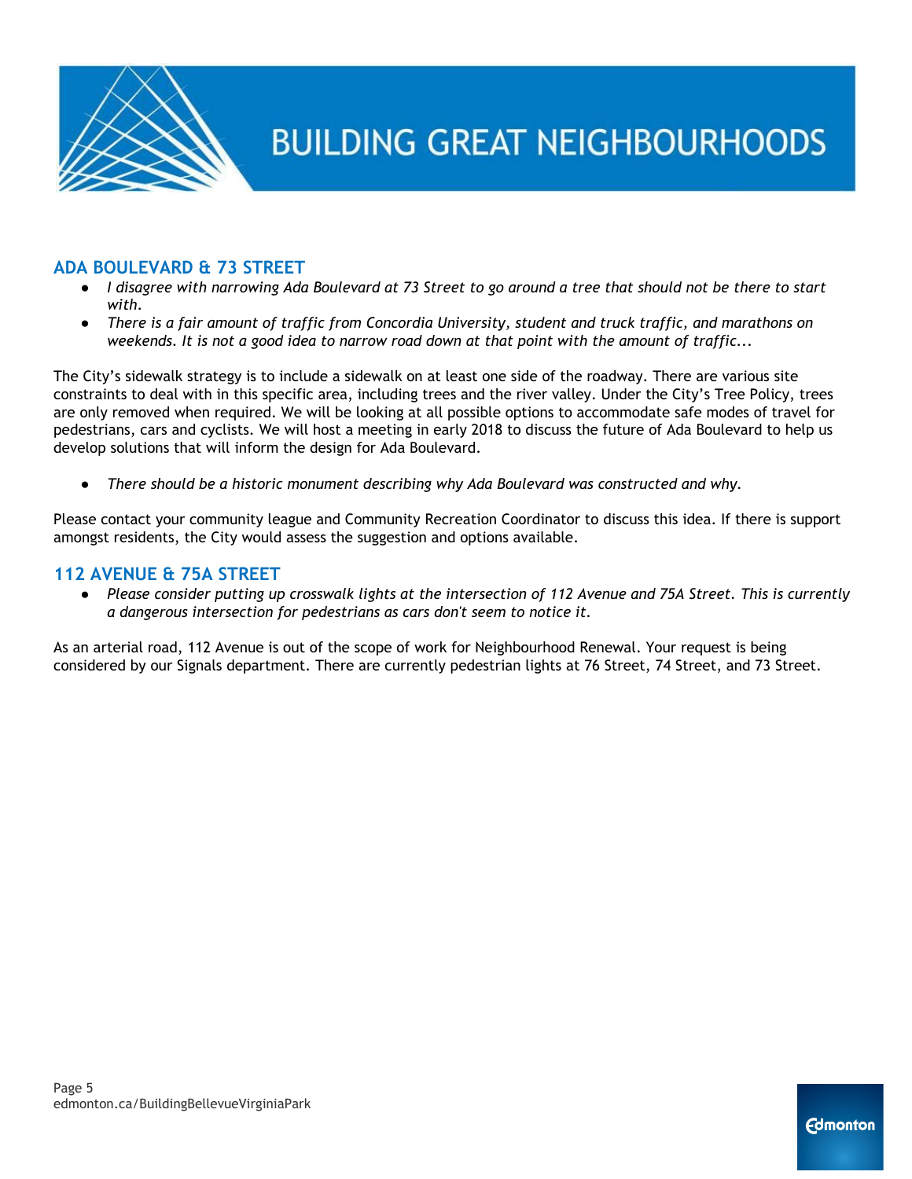## ADA BOULEVARD & 73 STREET

- *I disagree with narrowing Ada Boulevard at 73 Street to go around a tree that should not be there to start with.*
- *There is a fair amount of traffic from Concordia University, student and truck traffic, and marathons on weekends. It is not a good idea to narrow road down at that point with the amount of traffic...*

The City's sidewalk strategy is to include a sidewalk on at least one side of the roadway. There are various site constraints to deal with in this specific area, including trees and the river valley. Under the City's Tree Policy, trees are only removed when required. We will be looking at all possible options to accommodate safe modes of travel for pedestrians, cars and cyclists. We will host a meeting in early 2018 to discuss the future of Ada Boulevard to help us develop solutions that will inform the design for Ada Boulevard.

- *There should be a historic monument describing why Ada Boulevard was constructed and why.*

Please contact your community league and Community Recreation Coordinator to discuss this idea. If there is support amongst residents, the City would assess the suggestion and options available.

## 112 AVENUE & 75A STREET

- *Please consider putting up crosswalk lights at the intersection of 112 Avenue and 75A Street. This is currently a dangerous intersection for pedestrians as cars don't seem to notice it.*

As an arterial road, 112 Avenue is out of the scope of work for Neighbourhood Renewal. Your request is being considered by our Signals department. There are currently pedestrian lights at 76 Street, 74 Street, and 73 Street.